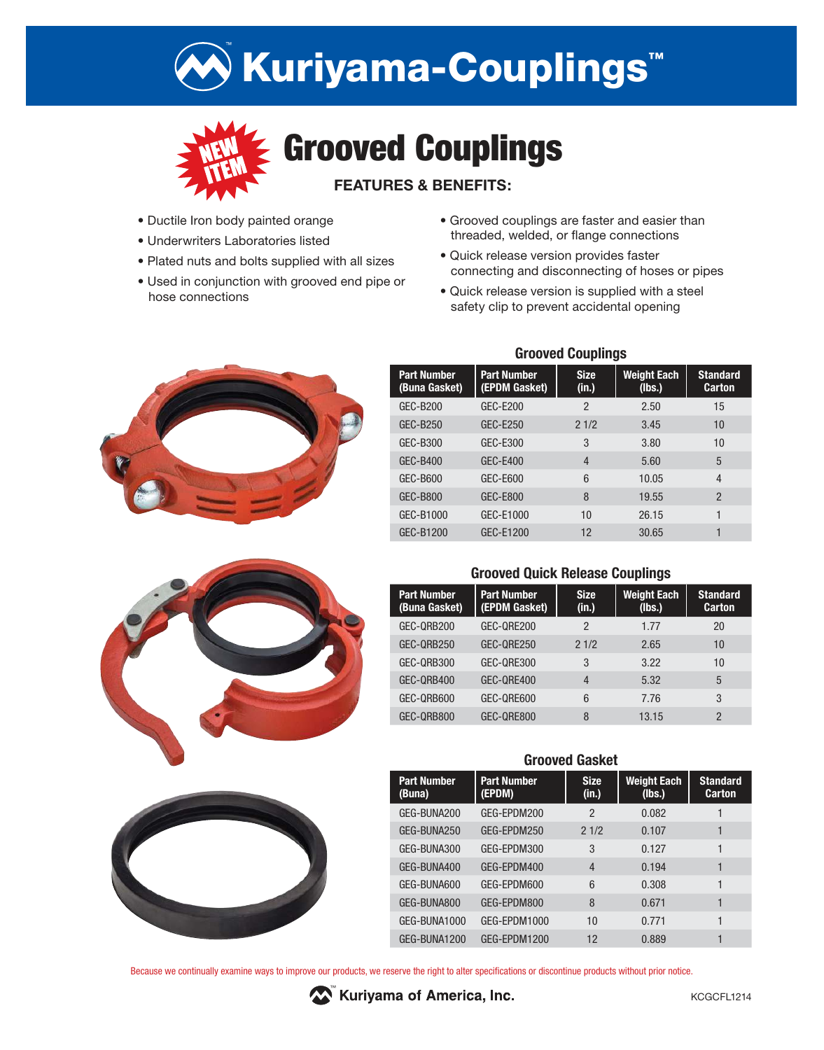# Kuriyama-Couplings™

## NEW ITEM

# Grooved Couplings

### FEATURES & BENEFITS:

- Ductile Iron body painted orange
- Underwriters Laboratories listed
- Plated nuts and bolts supplied with all sizes
- Used in conjunction with grooved end pipe or hose connections
- Grooved couplings are faster and easier than threaded, welded, or flange connections
- Quick release version provides faster connecting and disconnecting of hoses or pipes
- Quick release version is supplied with a steel safety clip to prevent accidental opening

### Grooved Couplings

| Part Number (Buna Gasket) | Part Number (EPDM Gasket) | Size (in.) | Weight Each (lbs.) | Standard Carton |
|---|---|---|---|---|
| GEC-B200 | GEC-E200 | 2 | 2.50 | 15 |
| GEC-B250 | GEC-E250 | 2 1/2 | 3.45 | 10 |
| GEC-B300 | GEC-E300 | 3 | 3.80 | 10 |
| GEC-B400 | GEC-E400 | 4 | 5.60 | 5 |
| GEC-B600 | GEC-E600 | 6 | 10.05 | 4 |
| GEC-B800 | GEC-E800 | 8 | 19.55 | 2 |
| GEC-B1000 | GEC-E1000 | 10 | 26.15 | 1 |
| GEC-B1200 | GEC-E1200 | 12 | 30.65 | 1 |

### Grooved Quick Release Couplings

| Part Number (Buna Gasket) | Part Number (EPDM Gasket) | Size (in.) | Weight Each (lbs.) | Standard Carton |
|---|---|---|---|---|
| GEC-QRB200 | GEC-QRE200 | 2 | 1.77 | 20 |
| GEC-QRB250 | GEC-QRE250 | 2 1/2 | 2.65 | 10 |
| GEC-QRB300 | GEC-QRE300 | 3 | 3.22 | 10 |
| GEC-QRB400 | GEC-QRE400 | 4 | 5.32 | 5 |
| GEC-QRB600 | GEC-QRE600 | 6 | 7.76 | 3 |
| GEC-QRB800 | GEC-QRE800 | 8 | 13.15 | 2 |

### Grooved Gasket

| Part Number (Buna) | Part Number (EPDM) | Size (in.) | Weight Each (lbs.) | Standard Carton |
|---|---|---|---|---|
| GEG-BUNA200 | GEG-EPDM200 | 2 | 0.082 | 1 |
| GEG-BUNA250 | GEG-EPDM250 | 2 1/2 | 0.107 | 1 |
| GEG-BUNA300 | GEG-EPDM300 | 3 | 0.127 | 1 |
| GEG-BUNA400 | GEG-EPDM400 | 4 | 0.194 | 1 |
| GEG-BUNA600 | GEG-EPDM600 | 6 | 0.308 | 1 |
| GEG-BUNA800 | GEG-EPDM800 | 8 | 0.671 | 1 |
| GEG-BUNA1000 | GEG-EPDM1000 | 10 | 0.771 | 1 |
| GEG-BUNA1200 | GEG-EPDM1200 | 12 | 0.889 | 1 |

Because we continually examine ways to improve our products, we reserve the right to alter specifications or discontinue products without prior notice.

Kuriyama of America, Inc.

KCGCFL1214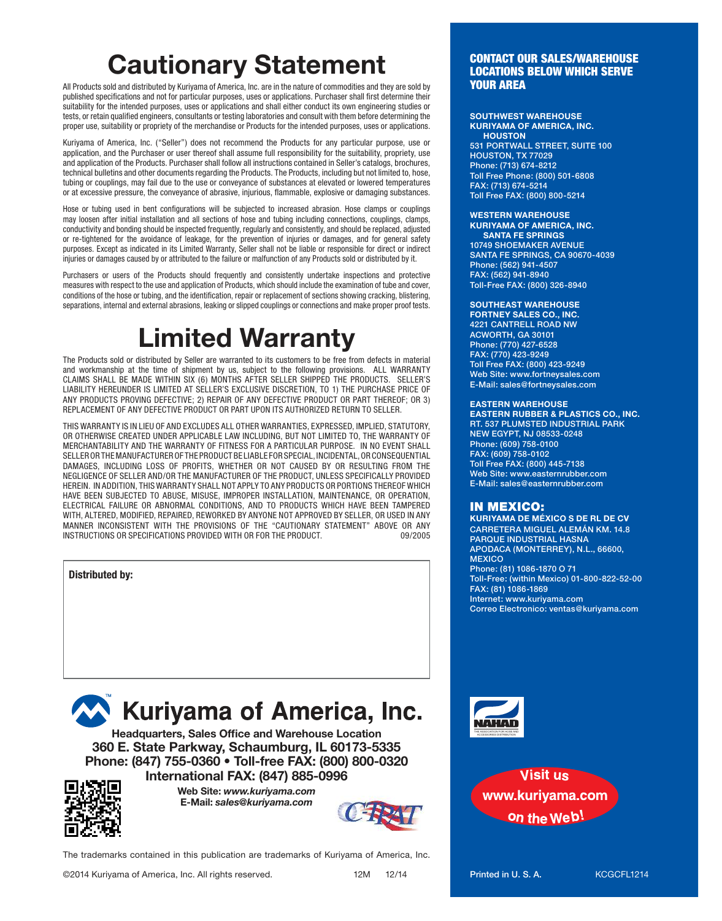# Cautionary Statement

All Products sold and distributed by Kuriyama of America, Inc. are in the nature of commodities and they are sold by published specifications and not for particular purposes, uses or applications. Purchaser shall first determine their suitability for the intended purposes, uses or applications and shall either conduct its own engineering studies or tests, or retain qualified engineers, consultants or testing laboratories and consult with them before determining the proper use, suitability or propriety of the merchandise or Products for the intended purposes, uses or applications.

Kuriyama of America, Inc. ("Seller") does not recommend the Products for any particular purpose, use or application, and the Purchaser or user thereof shall assume full responsibility for the suitability, propriety, use and application of the Products. Purchaser shall follow all instructions contained in Seller's catalogs, brochures, technical bulletins and other documents regarding the Products. The Products, including but not limited to, hose, tubing or couplings, may fail due to the use or conveyance of substances at elevated or lowered temperatures or at excessive pressure, the conveyance of abrasive, injurious, flammable, explosive or damaging substances.

Hose or tubing used in bent configurations will be subjected to increased abrasion. Hose clamps or couplings may loosen after initial installation and all sections of hose and tubing including connections, couplings, clamps, conductivity and bonding should be inspected frequently, regularly and consistently, and should be replaced, adjusted or re-tightened for the avoidance of leakage, for the prevention of injuries or damages, and for general safety purposes. Except as indicated in its Limited Warranty, Seller shall not be liable or responsible for direct or indirect injuries or damages caused by or attributed to the failure or malfunction of any Products sold or distributed by it.

Purchasers or users of the Products should frequently and consistently undertake inspections and protective measures with respect to the use and application of Products, which should include the examination of tube and cover, conditions of the hose or tubing, and the identification, repair or replacement of sections showing cracking, blistering, separations, internal and external abrasions, leaking or slipped couplings or connections and make proper proof tests.

# Limited Warranty

The Products sold or distributed by Seller are warranted to its customers to be free from defects in material and workmanship at the time of shipment by us, subject to the following provisions. ALL WARRANTY CLAIMS SHALL BE MADE WITHIN SIX (6) MONTHS AFTER SELLER SHIPPED THE PRODUCTS. SELLER'S LIABILITY HEREUNDER IS LIMITED AT SELLER'S EXCLUSIVE DISCRETION, TO 1) THE PURCHASE PRICE OF ANY PRODUCTS PROVING DEFECTIVE; 2) REPAIR OF ANY DEFECTIVE PRODUCT OR PART THEREOF; OR 3) REPLACEMENT OF ANY DEFECTIVE PRODUCT OR PART UPON ITS AUTHORIZED RETURN TO SELLER.

THIS WARRANTY IS IN LIEU OF AND EXCLUDES ALL OTHER WARRANTIES, EXPRESSED, IMPLIED, STATUTORY, OR OTHERWISE CREATED UNDER APPLICABLE LAW INCLUDING, BUT NOT LIMITED TO, THE WARRANTY OF MERCHANTABILITY AND THE WARRANTY OF FITNESS FOR A PARTICULAR PURPOSE. IN NO EVENT SHALL SELLER OR THE MANUFACTURER OF THE PRODUCT BE LIABLE FOR SPECIAL, INCIDENTAL, OR CONSEQUENTIAL DAMAGES, INCLUDING LOSS OF PROFITS, WHETHER OR NOT CAUSED BY OR RESULTING FROM THE NEGLIGENCE OF SELLER AND/OR THE MANUFACTURER OF THE PRODUCT, UNLESS SPECIFICALLY PROVIDED HEREIN. IN ADDITION, THIS WARRANTY SHALL NOT APPLY TO ANY PRODUCTS OR PORTIONS THEREOF WHICH HAVE BEEN SUBJECTED TO ABUSE, MISUSE, IMPROPER INSTALLATION, MAINTENANCE, OR OPERATION, ELECTRICAL FAILURE OR ABNORMAL CONDITIONS, AND TO PRODUCTS WHICH HAVE BEEN TAMPERED WITH, ALTERED, MODIFIED, REPAIRED, REWORKED BY ANYONE NOT APPROVED BY SELLER, OR USED IN ANY MANNER INCONSISTENT WITH THE PROVISIONS OF THE "CAUTIONARY STATEMENT" ABOVE OR ANY INSTRUCTIONS OR SPECIFICATIONS PROVIDED WITH OR FOR THE PRODUCT. 09/2005

**Distributed by:**

# Kuriyama of America, Inc.

**Headquarters, Sales Office and Warehouse Location**
**360 E. State Parkway, Schaumburg, IL 60173-5335**
**Phone: (847) 755-0360 • Toll-free FAX: (800) 800-0320**
**International FAX: (847) 885-0996**

**Web Site:** ***www.kuriyama.com***
**E-Mail:** ***sales@kuriyama.com***

C-TPAT

The trademarks contained in this publication are trademarks of Kuriyama of America, Inc.

©2014 Kuriyama of America, Inc. All rights reserved. 12M 12/14

## CONTACT OUR SALES/WAREHOUSE LOCATIONS BELOW WHICH SERVE YOUR AREA

**SOUTHWEST WAREHOUSE**
**KURIYAMA OF AMERICA, INC.**
**HOUSTON**
531 PORTWALL STREET, SUITE 100
HOUSTON, TX 77029
Phone: (713) 674-8212
Toll Free Phone: (800) 501-6808
FAX: (713) 674-5214
Toll Free FAX: (800) 800-5214

**WESTERN WAREHOUSE**
**KURIYAMA OF AMERICA, INC.**
**SANTA FE SPRINGS**
10749 SHOEMAKER AVENUE
SANTA FE SPRINGS, CA 90670-4039
Phone: (562) 941-4507
FAX: (562) 941-8940
Toll-Free FAX: (800) 326-8940

**SOUTHEAST WAREHOUSE**
**FORTNEY SALES CO., INC.**
4221 CANTRELL ROAD NW
ACWORTH, GA 30101
Phone: (770) 427-6528
FAX: (770) 423-9249
Toll Free FAX: (800) 423-9249
Web Site: www.fortneysales.com
E-Mail: sales@fortneysales.com

**EASTERN WAREHOUSE**
**EASTERN RUBBER & PLASTICS CO., INC.**
RT. 537 PLUMSTED INDUSTRIAL PARK
NEW EGYPT, NJ 08533-0248
Phone: (609) 758-0100
FAX: (609) 758-0102
Toll Free FAX: (800) 445-7138
Web Site: www.easternrubber.com
E-Mail: sales@easternrubber.com

## IN MEXICO:

**KURIYAMA DE MÉXICO S DE RL DE CV**
CARRETERA MIGUEL ALEMÁN KM. 14.8
PARQUE INDUSTRIAL HASNA
APODACA (MONTERREY), N.L., 66600, MEXICO
Phone: (81) 1086-1870 O 71
Toll-Free: (within Mexico) 01-800-822-52-00
FAX: (81) 1086-1869
Internet: www.kuriyama.com
Correo Electronico: ventas@kuriyama.com

NAHAD
THE ASSOCIATION FOR HOSE AND ACCESSORIES DISTRIBUTION

Visit us
www.kuriyama.com
on the Web!

Printed in U. S. A. KCGCFL1214